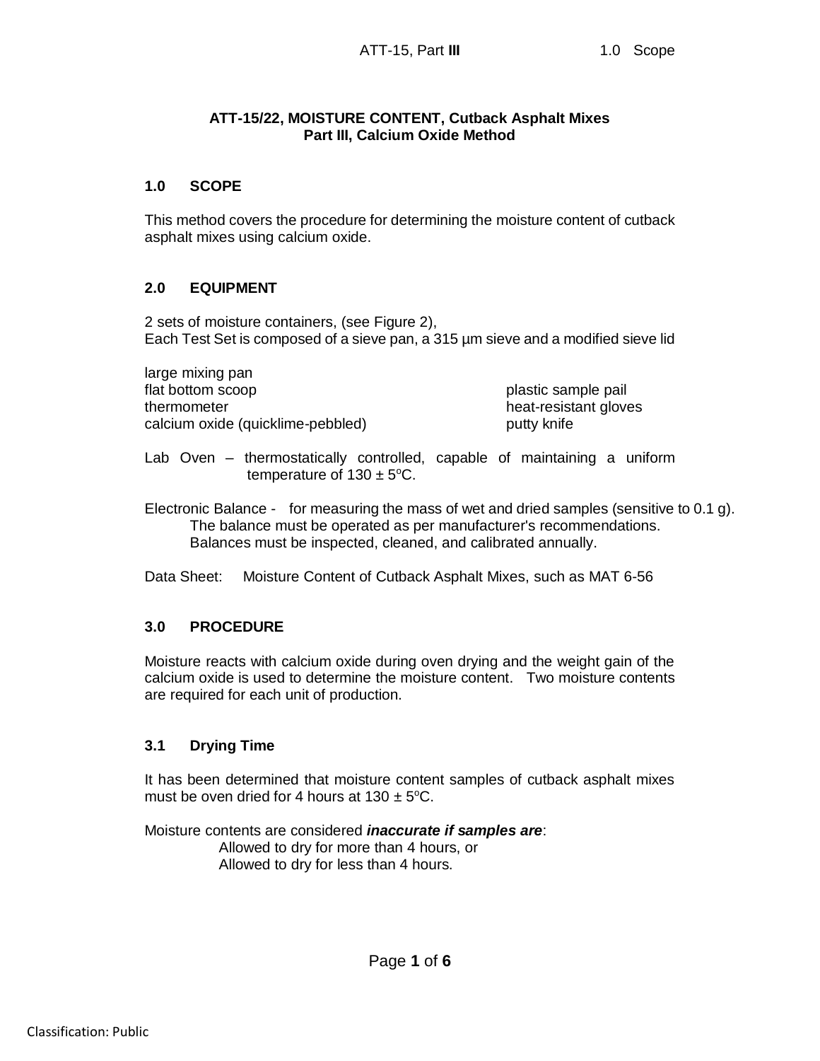# ATT-15/22, MOISTURE CONTENT, Cutback Asphalt Mixes
## Part III, Calcium Oxide Method

## 1.0 SCOPE

This method covers the procedure for determining the moisture content of cutback asphalt mixes using calcium oxide.

## 2.0 EQUIPMENT

2 sets of moisture containers, (see Figure 2),
Each Test Set is composed of a sieve pan, a 315 µm sieve and a modified sieve lid

- large mixing pan
- flat bottom scoop
- thermometer
- calcium oxide (quicklime-pebbled)
- plastic sample pail
- heat-resistant gloves
- putty knife

Lab Oven – thermostatically controlled, capable of maintaining a uniform temperature of 130 ± 5°C.

Electronic Balance - for measuring the mass of wet and dried samples (sensitive to 0.1 g). The balance must be operated as per manufacturer's recommendations. Balances must be inspected, cleaned, and calibrated annually.

Data Sheet: Moisture Content of Cutback Asphalt Mixes, such as MAT 6-56

## 3.0 PROCEDURE

Moisture reacts with calcium oxide during oven drying and the weight gain of the calcium oxide is used to determine the moisture content. Two moisture contents are required for each unit of production.

### 3.1 Drying Time

It has been determined that moisture content samples of cutback asphalt mixes must be oven dried for 4 hours at 130 ± 5°C.

Moisture contents are considered ***inaccurate if samples are***:

- Allowed to dry for more than 4 hours, or
- Allowed to dry for less than 4 hours.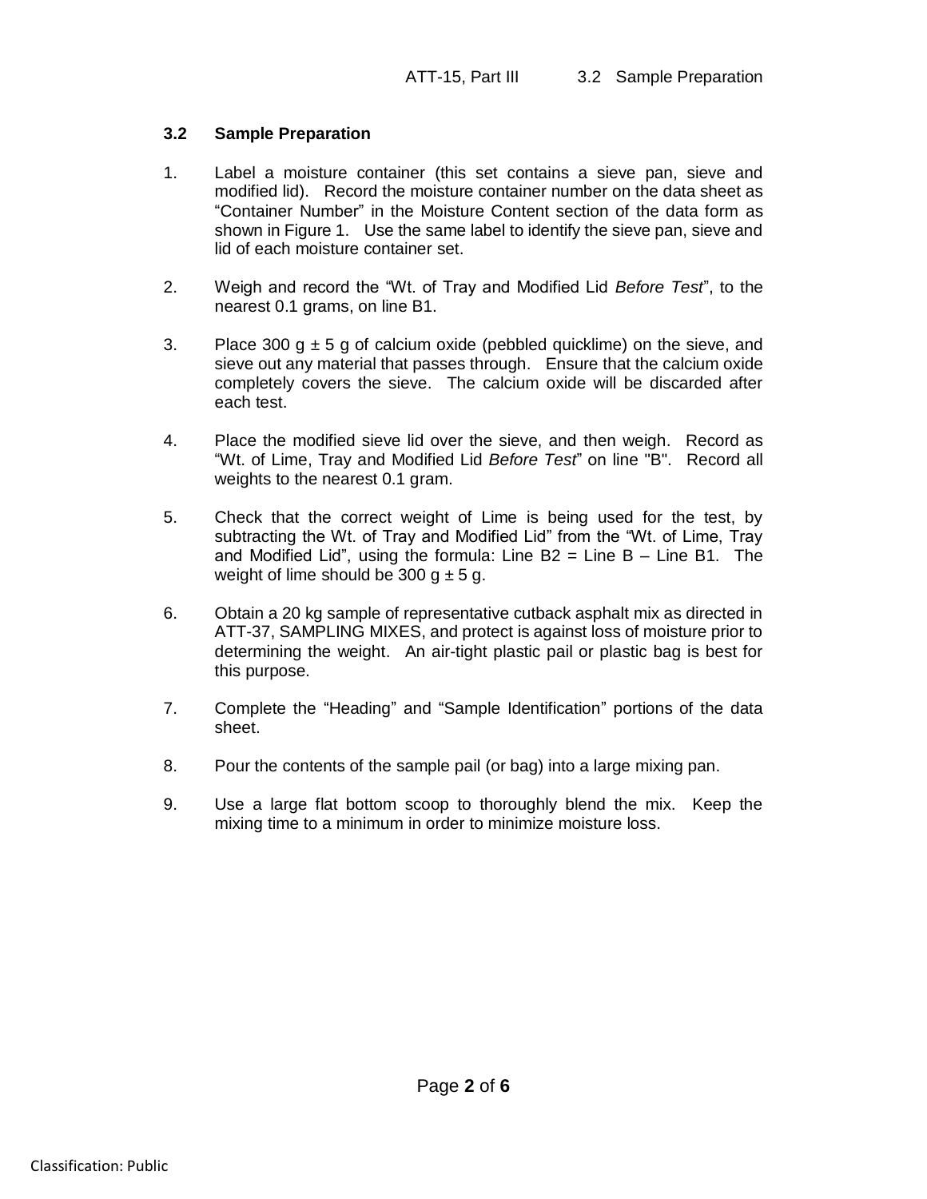### 3.2 Sample Preparation

1. Label a moisture container (this set contains a sieve pan, sieve and modified lid). Record the moisture container number on the data sheet as "Container Number" in the Moisture Content section of the data form as shown in Figure 1. Use the same label to identify the sieve pan, sieve and lid of each moisture container set.

2. Weigh and record the "Wt. of Tray and Modified Lid *Before Test*", to the nearest 0.1 grams, on line B1.

3. Place 300 g ± 5 g of calcium oxide (pebbled quicklime) on the sieve, and sieve out any material that passes through. Ensure that the calcium oxide completely covers the sieve. The calcium oxide will be discarded after each test.

4. Place the modified sieve lid over the sieve, and then weigh. Record as "Wt. of Lime, Tray and Modified Lid *Before Test*" on line "B". Record all weights to the nearest 0.1 gram.

5. Check that the correct weight of Lime is being used for the test, by subtracting the Wt. of Tray and Modified Lid" from the "Wt. of Lime, Tray and Modified Lid", using the formula: Line B2 = Line B – Line B1. The weight of lime should be 300 g ± 5 g.

6. Obtain a 20 kg sample of representative cutback asphalt mix as directed in ATT-37, SAMPLING MIXES, and protect is against loss of moisture prior to determining the weight. An air-tight plastic pail or plastic bag is best for this purpose.

7. Complete the "Heading" and "Sample Identification" portions of the data sheet.

8. Pour the contents of the sample pail (or bag) into a large mixing pan.

9. Use a large flat bottom scoop to thoroughly blend the mix. Keep the mixing time to a minimum in order to minimize moisture loss.

Classification: Public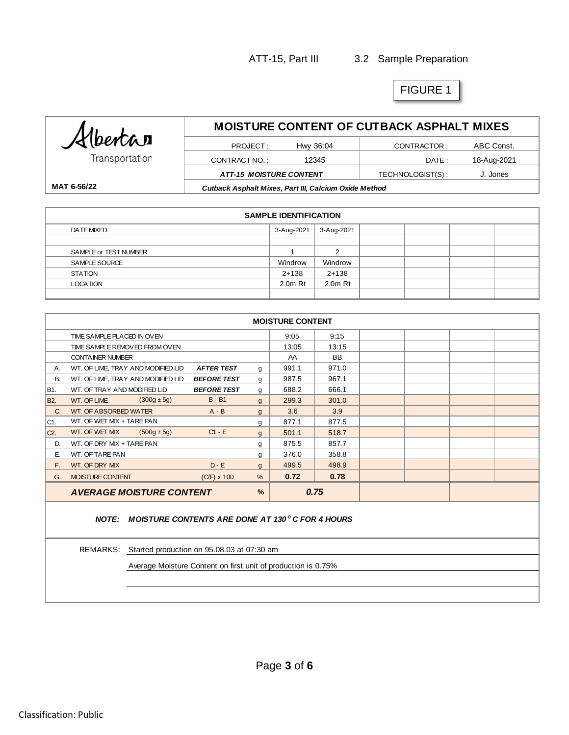ATT-15, Part III 3.2 Sample Preparation

FIGURE 1

| Alberta Transportation | MOISTURE CONTENT OF CUTBACK ASPHALT MIXES | | | |
|---|---|---|---|---|
| | PROJECT : | Hwy 36:04 | CONTRACTOR : | ABC Const. |
| | CONTRACT NO. : | 12345 | DATE : | 18-Aug-2021 |
| | ***ATT-15 MOISTURE CONTENT*** | | TECHNOLOGIST(S) : | J. Jones |
| **MAT 6-56/22** | ***Cutback Asphalt Mixes, Part III, Calcium Oxide Method*** | | | |

| SAMPLE IDENTIFICATION | | | | | | |
|---|---|---|---|---|---|---|
| DATE MIXED | 3-Aug-2021 | 3-Aug-2021 | | | | |
| | | | | | | |
| SAMPLE or TEST NUMBER | 1 | 2 | | | | |
| SAMPLE SOURCE | Windrow | Windrow | | | | |
| STATION | 2+138 | 2+138 | | | | |
| LOCATION | 2.0m Rt | 2.0m Rt | | | | |

| | MOISTURE CONTENT | | | | | | | | | | |
|---|---|---|---|---|---|---|---|---|---|---|---|
| | TIME SAMPLE PLACED IN OVEN | | | | 9:05 | 9:15 | | | | | |
| | TIME SAMPLE REMOVED FROM OVEN | | | | 13:05 | 13:15 | | | | | |
| | CONTAINER NUMBER | | | | AA | BB | | | | | |
| A. | WT. OF LIME, TRAY AND MODIFIED LID | | ***AFTER TEST*** | g | 991.1 | 971.0 | | | | | |
| B. | WT. OF LIME, TRAY AND MODIFIED LID | | ***BEFORE TEST*** | g | 987.5 | 967.1 | | | | | |
| B1. | WT. OF TRAY AND MODIFIED LID | | ***BEFORE TEST*** | g | 688.2 | 666.1 | | | | | |
| B2. | WT. OF LIME | (300g ± 5g) | B - B1 | g | 299.3 | 301.0 | | | | | |
| C. | WT. OF ABSORBED WATER | | A - B | g | 3.6 | 3.9 | | | | | |
| C1. | WT. OF WET MIX + TARE PAN | | | g | 877.1 | 877.5 | | | | | |
| C2. | WT. OF WET MIX | (500g ± 5g) | C1 - E | g | 501.1 | 518.7 | | | | | |
| D. | WT. OF DRY MIX + TARE PAN | | | g | 875.5 | 857.7 | | | | | |
| E. | WT. OF TARE PAN | | | g | 376.0 | 358.8 | | | | | |
| F. | WT. OF DRY MIX | | D - E | g | 499.5 | 498.9 | | | | | |
| G. | MOISTURE CONTENT | | (C/F) x 100 | % | **0.72** | **0.78** | | | | | |
| | ***AVERAGE MOISTURE CONTENT*** | | | **%** | ***0.75*** | | | | | | |

***NOTE: MOISTURE CONTENTS ARE DONE AT 130$^{o}$ C FOR 4 HOURS***

REMARKS: Started production on 95.08.03 at 07:30 am

Average Moisture Content on first unit of production is 0.75%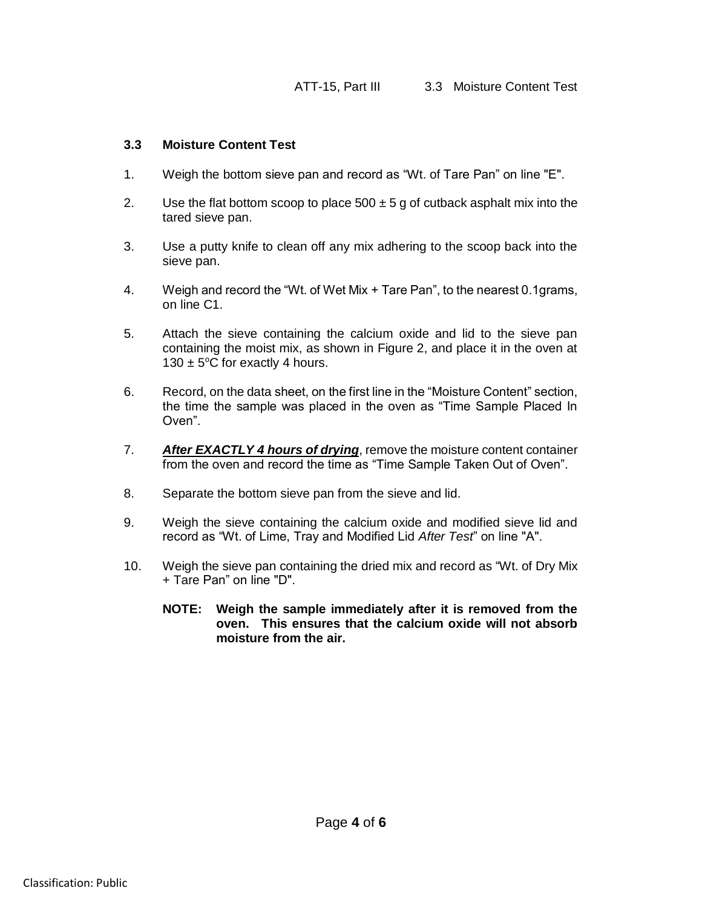### 3.3 Moisture Content Test

1. Weigh the bottom sieve pan and record as “Wt. of Tare Pan” on line "E".

2. Use the flat bottom scoop to place 500 ± 5 g of cutback asphalt mix into the tared sieve pan.

3. Use a putty knife to clean off any mix adhering to the scoop back into the sieve pan.

4. Weigh and record the “Wt. of Wet Mix + Tare Pan”, to the nearest 0.1grams, on line C1.

5. Attach the sieve containing the calcium oxide and lid to the sieve pan containing the moist mix, as shown in Figure 2, and place it in the oven at 130 ± 5°C for exactly 4 hours.

6. Record, on the data sheet, on the first line in the “Moisture Content” section, the time the sample was placed in the oven as “Time Sample Placed In Oven”.

7. ***After EXACTLY 4 hours of drying***, remove the moisture content container from the oven and record the time as “Time Sample Taken Out of Oven”.

8. Separate the bottom sieve pan from the sieve and lid.

9. Weigh the sieve containing the calcium oxide and modified sieve lid and record as “Wt. of Lime, Tray and Modified Lid *After Test*” on line "A".

10. Weigh the sieve pan containing the dried mix and record as “Wt. of Dry Mix + Tare Pan” on line "D".

    **NOTE: Weigh the sample immediately after it is removed from the oven. This ensures that the calcium oxide will not absorb moisture from the air.**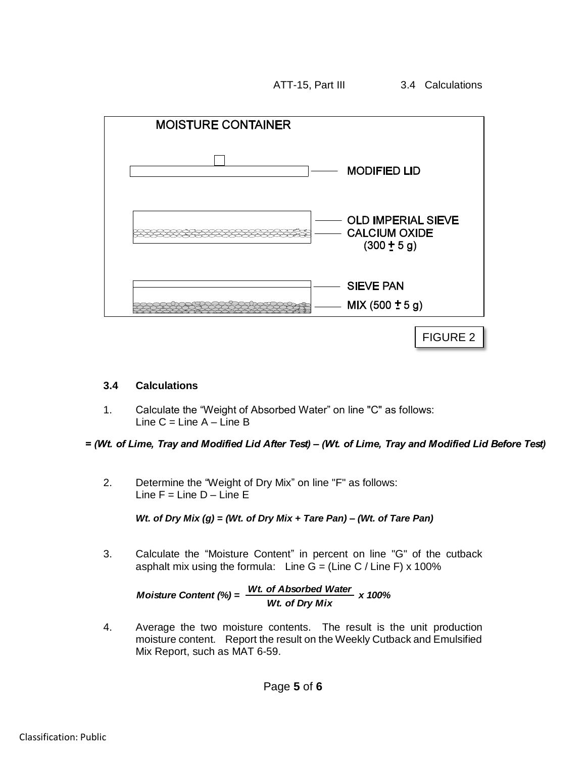MOISTURE CONTAINER

MODIFIED LID

OLD IMPERIAL SIEVE

CALCIUM OXIDE (300 ± 5 g)

SIEVE PAN

MIX (500 ± 5 g)

FIGURE 2

### 3.4 Calculations

1. Calculate the "Weight of Absorbed Water" on line "C" as follows:
   Line C = Line A – Line B

***= (Wt. of Lime, Tray and Modified Lid After Test) – (Wt. of Lime, Tray and Modified Lid Before Test)***

2. Determine the "Weight of Dry Mix" on line "F" as follows:
   Line F = Line D – Line E

   ***Wt. of Dry Mix (g) = (Wt. of Dry Mix + Tare Pan) – (Wt. of Tare Pan)***

3. Calculate the "Moisture Content" in percent on line "G" of the cutback asphalt mix using the formula: Line G = (Line C / Line F) x 100%

$$\textit{Moisture Content (\%)} = \frac{\textit{Wt. of Absorbed Water}}{\textit{Wt. of Dry Mix}} \times 100\%$$

4. Average the two moisture contents. The result is the unit production moisture content. Report the result on the Weekly Cutback and Emulsified Mix Report, such as MAT 6-59.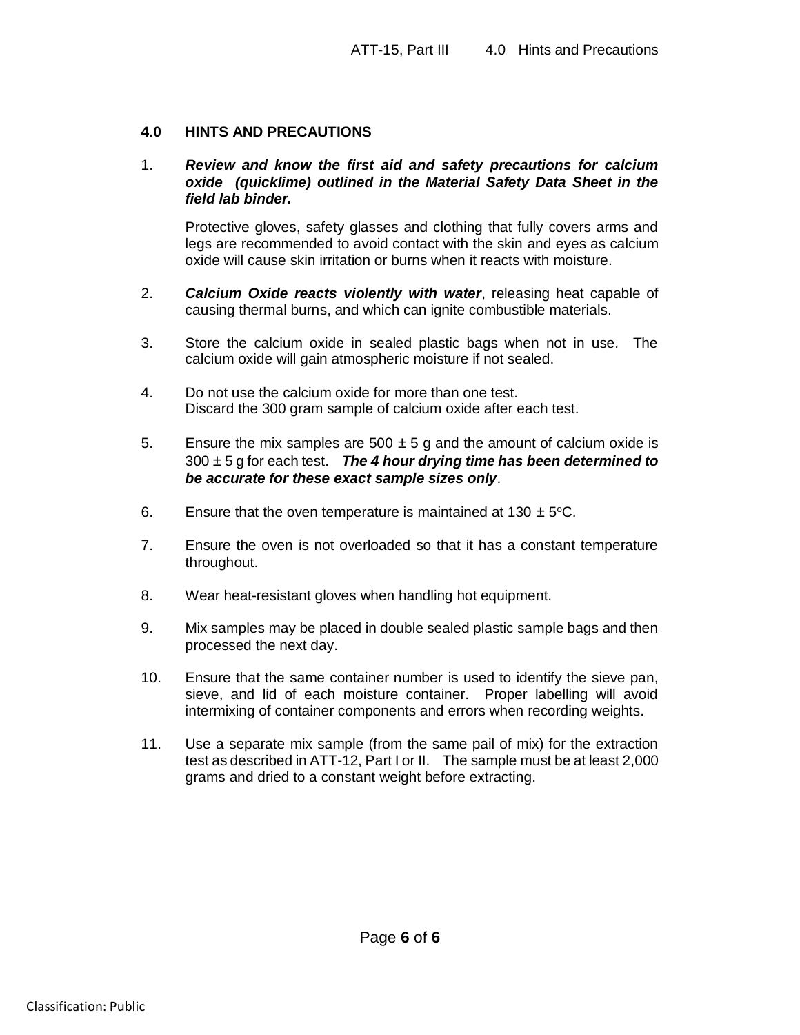## 4.0 HINTS AND PRECAUTIONS

1. ***Review and know the first aid and safety precautions for calcium oxide (quicklime) outlined in the Material Safety Data Sheet in the field lab binder.***

   Protective gloves, safety glasses and clothing that fully covers arms and legs are recommended to avoid contact with the skin and eyes as calcium oxide will cause skin irritation or burns when it reacts with moisture.

2. ***Calcium Oxide reacts violently with water***, releasing heat capable of causing thermal burns, and which can ignite combustible materials.

3. Store the calcium oxide in sealed plastic bags when not in use. The calcium oxide will gain atmospheric moisture if not sealed.

4. Do not use the calcium oxide for more than one test.
   Discard the 300 gram sample of calcium oxide after each test.

5. Ensure the mix samples are 500 ± 5 g and the amount of calcium oxide is 300 ± 5 g for each test. ***The 4 hour drying time has been determined to be accurate for these exact sample sizes only***.

6. Ensure that the oven temperature is maintained at 130 ± 5°C.

7. Ensure the oven is not overloaded so that it has a constant temperature throughout.

8. Wear heat-resistant gloves when handling hot equipment.

9. Mix samples may be placed in double sealed plastic sample bags and then processed the next day.

10. Ensure that the same container number is used to identify the sieve pan, sieve, and lid of each moisture container. Proper labelling will avoid intermixing of container components and errors when recording weights.

11. Use a separate mix sample (from the same pail of mix) for the extraction test as described in ATT-12, Part I or II. The sample must be at least 2,000 grams and dried to a constant weight before extracting.

Classification: Public